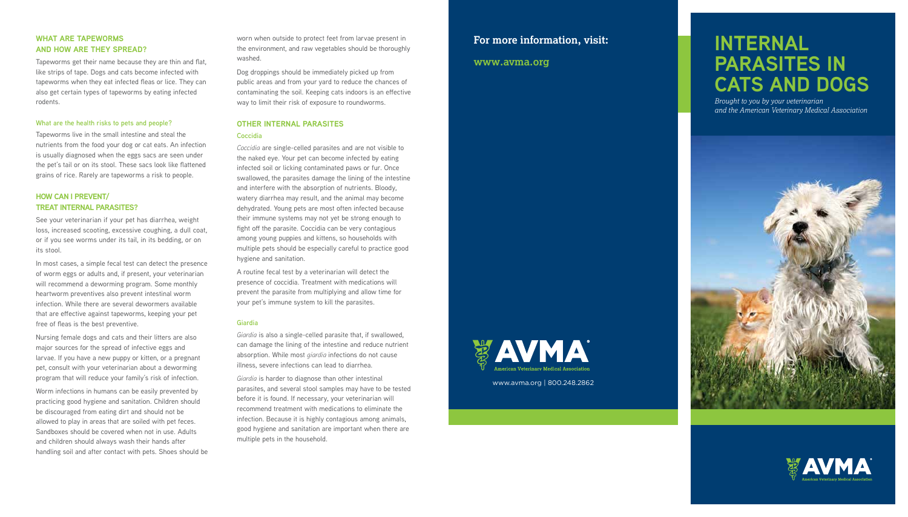## WHAT ARE TAPEWORMS AND HOW ARE THEY SPREAD?

Tapeworms get their name because they are thin and flat, like strips of tape. Dogs and cats become infected with tapeworms when they eat infected fleas or lice. They can also get certain types of tapeworms by eating infected rodents.

### What are the health risks to pets and people?

Tapeworms live in the small intestine and steal the nutrients from the food your dog or cat eats. An infection is usually diagnosed when the eggs sacs are seen under the pet's tail or on its stool. These sacs look like flattened grains of rice. Rarely are tapeworms a risk to people.

## HOW CAN I PREVENT/ TREAT INTERNAL PARASITES?

See your veterinarian if your pet has diarrhea, weight loss, increased scooting, excessive coughing, a dull coat, or if you see worms under its tail, in its bedding, or on its stool.

In most cases, a simple fecal test can detect the presence of worm eggs or adults and, if present, your veterinarian will recommend a deworming program. Some monthly heartworm preventives also prevent intestinal worm infection. While there are several dewormers available that are effective against tapeworms, keeping your pet free of fleas is the best preventive.

Nursing female dogs and cats and their litters are also major sources for the spread of infective eggs and larvae. If you have a new puppy or kitten, or a pregnant pet, consult with your veterinarian about a deworming program that will reduce your family's risk of infection.

Worm infections in humans can be easily prevented by practicing good hygiene and sanitation. Children should be discouraged from eating dirt and should not be allowed to play in areas that are soiled with pet feces. Sandboxes should be covered when not in use. Adults and children should always wash their hands after handling soil and after contact with pets. Shoes should be worn when outside to protect feet from larvae present in the environment, and raw vegetables should be thoroughly washed.

Dog droppings should be immediately picked up from public areas and from your yard to reduce the chances of contaminating the soil. Keeping cats indoors is an effective way to limit their risk of exposure to roundworms.

## OTHER INTERNAL PARASITES

### Coccidia

*Coccidia* are single-celled parasites and are not visible to the naked eye. Your pet can become infected by eating infected soil or licking contaminated paws or fur. Once swallowed, the parasites damage the lining of the intestine and interfere with the absorption of nutrients. Bloody, watery diarrhea may result, and the animal may become dehydrated. Young pets are most often infected because their immune systems may not yet be strong enough to fight off the parasite. Coccidia can be very contagious among young puppies and kittens, so households with multiple pets should be especially careful to practice good hygiene and sanitation.

A routine fecal test by a veterinarian will detect the presence of coccidia. Treatment with medications will prevent the parasite from multiplying and allow time for your pet's immune system to kill the parasites.

### Giardia

*Giardia* is also a single-celled parasite that, if swallowed, can damage the lining of the intestine and reduce nutrient absorption. While most *giardia* infections do not cause illness, severe infections can lead to diarrhea.

*Giardia* is harder to diagnose than other intestinal parasites, and several stool samples may have to be tested before it is found. If necessary, your veterinarian will recommend treatment with medications to eliminate the infection. Because it is highly contagious among animals, good hygiene and sanitation are important when there are multiple pets in the household.

**For more information, visit:**

**www.avma.org**

AVMA® American Veterinary Medical Association

www.avma.org | 800.248.2862

# INTERNAL PARASITES IN CATS AND DOGS

*Brought to you by your veterinarian and the American Veterinary Medical Association*

AVMA® American Veterinary Medical Association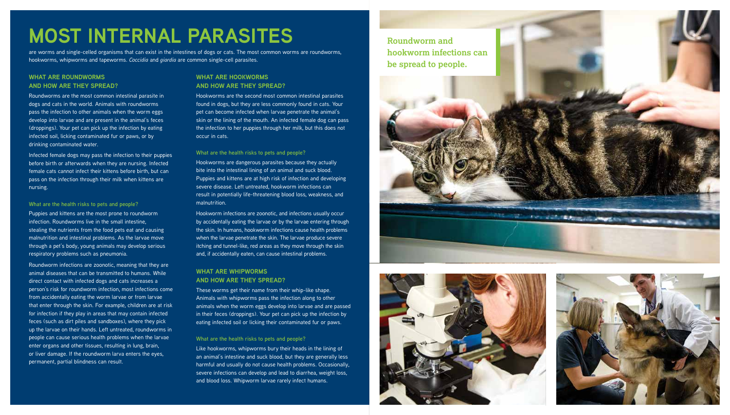# MOST INTERNAL PARASITES

are worms and single-celled organisms that can exist in the intestines of dogs or cats. The most common worms are roundworms, hookworms, whipworms and tapeworms. *Coccidia* and *giardia* are common single-cell parasites.

## WHAT ARE ROUNDWORMS AND HOW ARE THEY SPREAD?

Roundworms are the most common intestinal parasite in dogs and cats in the world. Animals with roundworms pass the infection to other animals when the worm eggs develop into larvae and are present in the animal's feces (droppings). Your pet can pick up the infection by eating infected soil, licking contaminated fur or paws, or by drinking contaminated water.

Infected female dogs may pass the infection to their puppies before birth or afterwards when they are nursing. Infected female cats cannot infect their kittens before birth, but can pass on the infection through their milk when kittens are nursing.

### What are the health risks to pets and people?

Puppies and kittens are the most prone to roundworm infection. Roundworms live in the small intestine, stealing the nutrients from the food pets eat and causing malnutrition and intestinal problems. As the larvae move through a pet's body, young animals may develop serious respiratory problems such as pneumonia.

Roundworm infections are zoonotic, meaning that they are animal diseases that can be transmitted to humans. While direct contact with infected dogs and cats increases a person's risk for roundworm infection, most infections come from accidentally eating the worm larvae or from larvae that enter through the skin. For example, children are at risk for infection if they play in areas that may contain infected feces (such as dirt piles and sandboxes), where they pick up the larvae on their hands. Left untreated, roundworms in people can cause serious health problems when the larvae enter organs and other tissues, resulting in lung, brain, or liver damage. If the roundworm larva enters the eyes, permanent, partial blindness can result.

## WHAT ARE HOOKWORMS AND HOW ARE THEY SPREAD?

Hookworms are the second most common intestinal parasites found in dogs, but they are less commonly found in cats. Your pet can become infected when larvae penetrate the animal's skin or the lining of the mouth. An infected female dog can pass the infection to her puppies through her milk, but this does not occur in cats.

### What are the health risks to pets and people?

Hookworms are dangerous parasites because they actually bite into the intestinal lining of an animal and suck blood. Puppies and kittens are at high risk of infection and developing severe disease. Left untreated, hookworm infections can result in potentially life-threatening blood loss, weakness, and malnutrition.

Hookworm infections are zoonotic, and infections usually occur by accidentally eating the larvae or by the larvae entering through the skin. In humans, hookworm infections cause health problems when the larvae penetrate the skin. The larvae produce severe itching and tunnel-like, red areas as they move through the skin and, if accidentally eaten, can cause intestinal problems.

## WHAT ARE WHIPWORMS AND HOW ARE THEY SPREAD?

These worms get their name from their whip-like shape. Animals with whipworms pass the infection along to other animals when the worm eggs develop into larvae and are passed in their feces (droppings). Your pet can pick up the infection by eating infected soil or licking their contaminated fur or paws.

### What are the health risks to pets and people?

Like hookworms, whipworms bury their heads in the lining of an animal's intestine and suck blood, but they are generally less harmful and usually do not cause health problems. Occasionally, severe infections can develop and lead to diarrhea, weight loss, and blood loss. Whipworm larvae rarely infect humans.

**Roundworm and hookworm infections can be spread to people.**